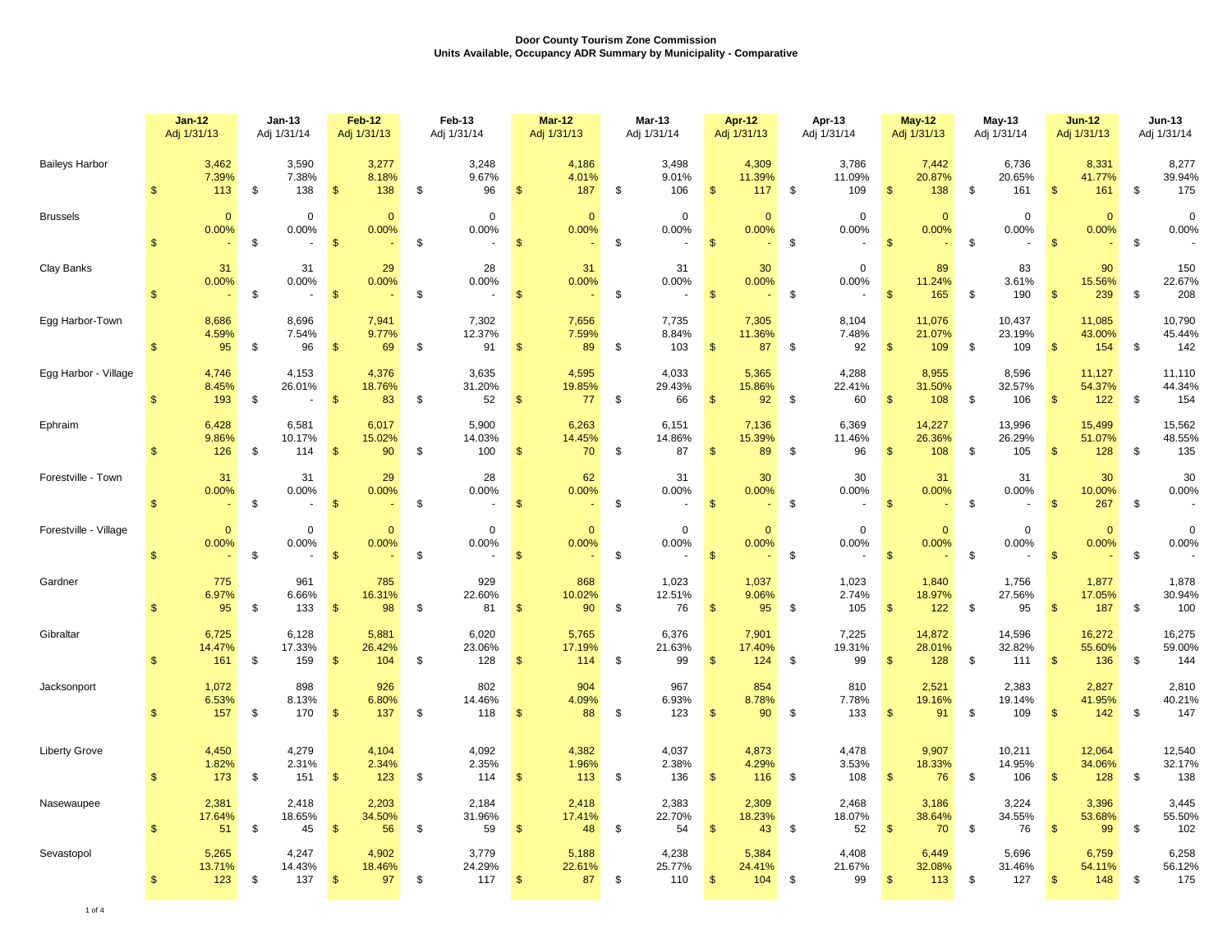**Door County Tourism Zone Commission**
**Units Available, Occupancy ADR Summary by Municipality - Comparative**

| | Jan-12 Adj 1/31/13 | Jan-13 Adj 1/31/14 | Feb-12 Adj 1/31/13 | Feb-13 Adj 1/31/14 | Mar-12 Adj 1/31/13 | Mar-13 Adj 1/31/14 | Apr-12 Adj 1/31/13 | Apr-13 Adj 1/31/14 | May-12 Adj 1/31/13 | May-13 Adj 1/31/14 | Jun-12 Adj 1/31/13 | Jun-13 Adj 1/31/14 |
|---|---|---|---|---|---|---|---|---|---|---|---|---|
| Baileys Harbor | 3,462 | 3,590 | 3,277 | 3,248 | 4,186 | 3,498 | 4,309 | 3,786 | 7,442 | 6,736 | 8,331 | 8,277 |
| | 7.39% | 7.38% | 8.18% | 9.67% | 4.01% | 9.01% | 11.39% | 11.09% | 20.87% | 20.65% | 41.77% | 39.94% |
| | $ 113 | $ 138 | $ 138 | $ 96 | $ 187 | $ 106 | $ 117 | $ 109 | $ 138 | $ 161 | $ 161 | $ 175 |
| Brussels | 0 | 0 | 0 | 0 | 0 | 0 | 0 | 0 | 0 | 0 | 0 | 0 |
| | 0.00% | 0.00% | 0.00% | 0.00% | 0.00% | 0.00% | 0.00% | 0.00% | 0.00% | 0.00% | 0.00% | 0.00% |
| | $ - | $ - | $ - | $ - | $ - | $ - | $ - | $ - | $ - | $ - | $ - | $ - |
| Clay Banks | 31 | 31 | 29 | 28 | 31 | 31 | 30 | 0 | 89 | 83 | 90 | 150 |
| | 0.00% | 0.00% | 0.00% | 0.00% | 0.00% | 0.00% | 0.00% | 0.00% | 11.24% | 3.61% | 15.56% | 22.67% |
| | $ - | $ - | $ - | $ - | $ - | $ - | $ - | $ - | $ 165 | $ 190 | $ 239 | $ 208 |
| Egg Harbor-Town | 8,686 | 8,696 | 7,941 | 7,302 | 7,656 | 7,735 | 7,305 | 8,104 | 11,076 | 10,437 | 11,085 | 10,790 |
| | 4.59% | 7.54% | 9.77% | 12.37% | 7.59% | 8.84% | 11.36% | 7.48% | 21.07% | 23.19% | 43.00% | 45.44% |
| | $ 95 | $ 96 | $ 69 | $ 91 | $ 89 | $ 103 | $ 87 | $ 92 | $ 109 | $ 109 | $ 154 | $ 142 |
| Egg Harbor - Village | 4,746 | 4,153 | 4,376 | 3,635 | 4,595 | 4,033 | 5,365 | 4,288 | 8,955 | 8,596 | 11,127 | 11,110 |
| | 8.45% | 26.01% | 18.76% | 31.20% | 19.85% | 29.43% | 15.86% | 22.41% | 31.50% | 32.57% | 54.37% | 44.34% |
| | $ 193 | $ - | $ 83 | $ 52 | $ 77 | $ 66 | $ 92 | $ 60 | $ 108 | $ 106 | $ 122 | $ 154 |
| Ephraim | 6,428 | 6,581 | 6,017 | 5,900 | 6,263 | 6,151 | 7,136 | 6,369 | 14,227 | 13,996 | 15,499 | 15,562 |
| | 9.86% | 10.17% | 15.02% | 14.03% | 14.45% | 14.86% | 15.39% | 11.46% | 26.36% | 26.29% | 51.07% | 48.55% |
| | $ 126 | $ 114 | $ 90 | $ 100 | $ 70 | $ 87 | $ 89 | $ 96 | $ 108 | $ 105 | $ 128 | $ 135 |
| Forestville - Town | 31 | 31 | 29 | 28 | 62 | 31 | 30 | 30 | 31 | 31 | 30 | 30 |
| | 0.00% | 0.00% | 0.00% | 0.00% | 0.00% | 0.00% | 0.00% | 0.00% | 0.00% | 0.00% | 10.00% | 0.00% |
| | $ - | $ - | $ - | $ - | $ - | $ - | $ - | $ - | $ - | $ - | $ 267 | $ - |
| Forestville - Village | 0 | 0 | 0 | 0 | 0 | 0 | 0 | 0 | 0 | 0 | 0 | 0 |
| | 0.00% | 0.00% | 0.00% | 0.00% | 0.00% | 0.00% | 0.00% | 0.00% | 0.00% | 0.00% | 0.00% | 0.00% |
| | $ - | $ - | $ - | $ - | $ - | $ - | $ - | $ - | $ - | $ - | $ - | $ - |
| Gardner | 775 | 961 | 785 | 929 | 868 | 1,023 | 1,037 | 1,023 | 1,840 | 1,756 | 1,877 | 1,878 |
| | 6.97% | 6.66% | 16.31% | 22.60% | 10.02% | 12.51% | 9.06% | 2.74% | 18.97% | 27.56% | 17.05% | 30.94% |
| | $ 95 | $ 133 | $ 98 | $ 81 | $ 90 | $ 76 | $ 95 | $ 105 | $ 122 | $ 95 | $ 187 | $ 100 |
| Gibraltar | 6,725 | 6,128 | 5,881 | 6,020 | 5,765 | 6,376 | 7,901 | 7,225 | 14,872 | 14,596 | 16,272 | 16,275 |
| | 14.47% | 17.33% | 26.42% | 23.06% | 17.19% | 21.63% | 17.40% | 19.31% | 28.01% | 32.82% | 55.60% | 59.00% |
| | $ 161 | $ 159 | $ 104 | $ 128 | $ 114 | $ 99 | $ 124 | $ 99 | $ 128 | $ 111 | $ 136 | $ 144 |
| Jacksonport | 1,072 | 898 | 926 | 802 | 904 | 967 | 854 | 810 | 2,521 | 2,383 | 2,827 | 2,810 |
| | 6.53% | 8.13% | 6.80% | 14.46% | 4.09% | 6.93% | 8.78% | 7.78% | 19.16% | 19.14% | 41.95% | 40.21% |
| | $ 157 | $ 170 | $ 137 | $ 118 | $ 88 | $ 123 | $ 90 | $ 133 | $ 91 | $ 109 | $ 142 | $ 147 |
| Liberty Grove | 4,450 | 4,279 | 4,104 | 4,092 | 4,382 | 4,037 | 4,873 | 4,478 | 9,907 | 10,211 | 12,064 | 12,540 |
| | 1.82% | 2.31% | 2.34% | 2.35% | 1.96% | 2.38% | 4.29% | 3.53% | 18.33% | 14.95% | 34.06% | 32.17% |
| | $ 173 | $ 151 | $ 123 | $ 114 | $ 113 | $ 136 | $ 116 | $ 108 | $ 76 | $ 106 | $ 128 | $ 138 |
| Nasewaupee | 2,381 | 2,418 | 2,203 | 2,184 | 2,418 | 2,383 | 2,309 | 2,468 | 3,186 | 3,224 | 3,396 | 3,445 |
| | 17.64% | 18.65% | 34.50% | 31.96% | 17.41% | 22.70% | 18.23% | 18.07% | 38.64% | 34.55% | 53.68% | 55.50% |
| | $ 51 | $ 45 | $ 56 | $ 59 | $ 48 | $ 54 | $ 43 | $ 52 | $ 70 | $ 76 | $ 99 | $ 102 |
| Sevastopol | 5,265 | 4,247 | 4,902 | 3,779 | 5,188 | 4,238 | 5,384 | 4,408 | 6,449 | 5,696 | 6,759 | 6,258 |
| | 13.71% | 14.43% | 18.46% | 24.29% | 22.61% | 25.77% | 24.41% | 21.67% | 32.08% | 31.46% | 54.11% | 56.12% |
| | $ 123 | $ 137 | $ 97 | $ 117 | $ 87 | $ 110 | $ 104 | $ 99 | $ 113 | $ 127 | $ 148 | $ 175 |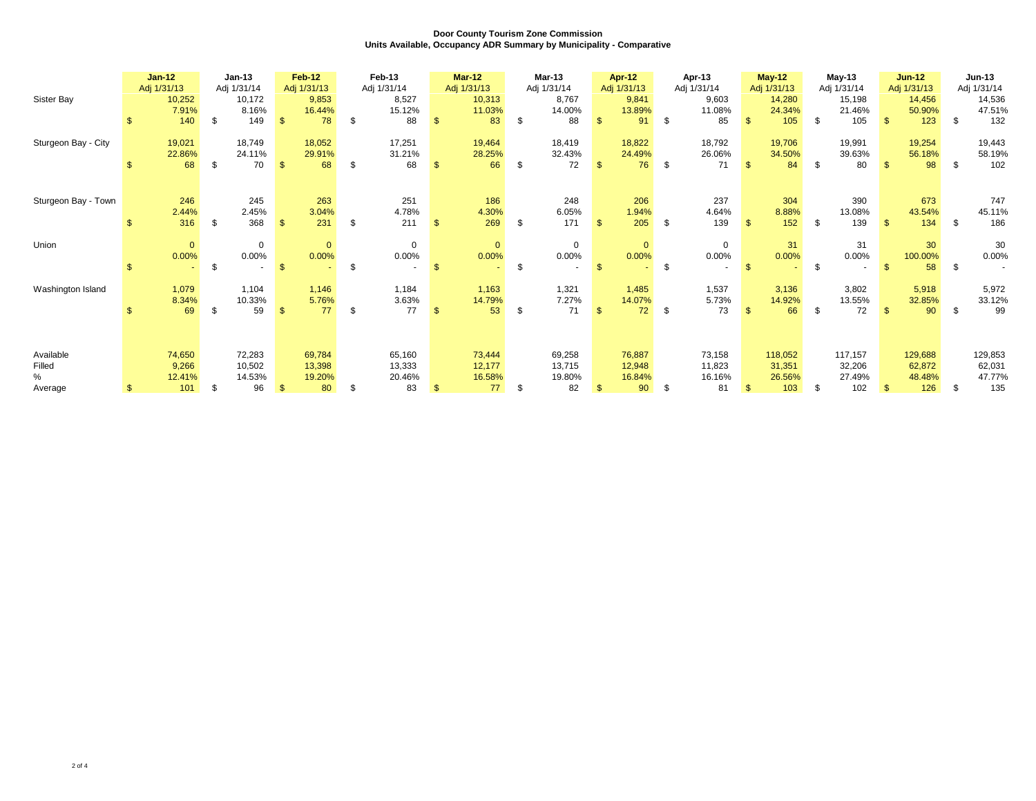**Door County Tourism Zone Commission**
**Units Available, Occupancy ADR Summary by Municipality - Comparative**

| | Jan-12 Adj 1/31/13 | Jan-13 Adj 1/31/14 | Feb-12 Adj 1/31/13 | Feb-13 Adj 1/31/14 | Mar-12 Adj 1/31/13 | Mar-13 Adj 1/31/14 | Apr-12 Adj 1/31/13 | Apr-13 Adj 1/31/14 | May-12 Adj 1/31/13 | May-13 Adj 1/31/14 | Jun-12 Adj 1/31/13 | Jun-13 Adj 1/31/14 |
|---|---|---|---|---|---|---|---|---|---|---|---|---|
| Sister Bay | 10,252 | 10,172 | 9,853 | 8,527 | 10,313 | 8,767 | 9,841 | 9,603 | 14,280 | 15,198 | 14,456 | 14,536 |
| | 7.91% | 8.16% | 16.44% | 15.12% | 11.03% | 14.00% | 13.89% | 11.08% | 24.34% | 21.46% | 50.90% | 47.51% |
| | $ 140 | $ 149 | $ 78 | $ 88 | $ 83 | $ 88 | $ 91 | $ 85 | $ 105 | $ 105 | $ 123 | $ 132 |
| Sturgeon Bay - City | 19,021 | 18,749 | 18,052 | 17,251 | 19,464 | 18,419 | 18,822 | 18,792 | 19,706 | 19,991 | 19,254 | 19,443 |
| | 22.86% | 24.11% | 29.91% | 31.21% | 28.25% | 32.43% | 24.49% | 26.06% | 34.50% | 39.63% | 56.18% | 58.19% |
| | $ 68 | $ 70 | $ 68 | $ 68 | $ 66 | $ 72 | $ 76 | $ 71 | $ 84 | $ 80 | $ 98 | $ 102 |
| Sturgeon Bay - Town | 246 | 245 | 263 | 251 | 186 | 248 | 206 | 237 | 304 | 390 | 673 | 747 |
| | 2.44% | 2.45% | 3.04% | 4.78% | 4.30% | 6.05% | 1.94% | 4.64% | 8.88% | 13.08% | 43.54% | 45.11% |
| | $ 316 | $ 368 | $ 231 | $ 211 | $ 269 | $ 171 | $ 205 | $ 139 | $ 152 | $ 139 | $ 134 | $ 186 |
| Union | 0 | 0 | 0 | 0 | 0 | 0 | 0 | 0 | 31 | 31 | 30 | 30 |
| | 0.00% | 0.00% | 0.00% | 0.00% | 0.00% | 0.00% | 0.00% | 0.00% | 0.00% | 0.00% | 100.00% | 0.00% |
| | $ - | $ - | $ - | $ - | $ - | $ - | $ - | $ - | $ - | $ - | $ 58 | $ - |
| Washington Island | 1,079 | 1,104 | 1,146 | 1,184 | 1,163 | 1,321 | 1,485 | 1,537 | 3,136 | 3,802 | 5,918 | 5,972 |
| | 8.34% | 10.33% | 5.76% | 3.63% | 14.79% | 7.27% | 14.07% | 5.73% | 14.92% | 13.55% | 32.85% | 33.12% |
| | $ 69 | $ 59 | $ 77 | $ 77 | $ 53 | $ 71 | $ 72 | $ 73 | $ 66 | $ 72 | $ 90 | $ 99 |
| Available | 74,650 | 72,283 | 69,784 | 65,160 | 73,444 | 69,258 | 76,887 | 73,158 | 118,052 | 117,157 | 129,688 | 129,853 |
| Filled | 9,266 | 10,502 | 13,398 | 13,333 | 12,177 | 13,715 | 12,948 | 11,823 | 31,351 | 32,206 | 62,872 | 62,031 |
| % | 12.41% | 14.53% | 19.20% | 20.46% | 16.58% | 19.80% | 16.84% | 16.16% | 26.56% | 27.49% | 48.48% | 47.77% |
| Average | $ 101 | $ 96 | $ 80 | $ 83 | $ 77 | $ 82 | $ 90 | $ 81 | $ 103 | $ 102 | $ 126 | $ 135 |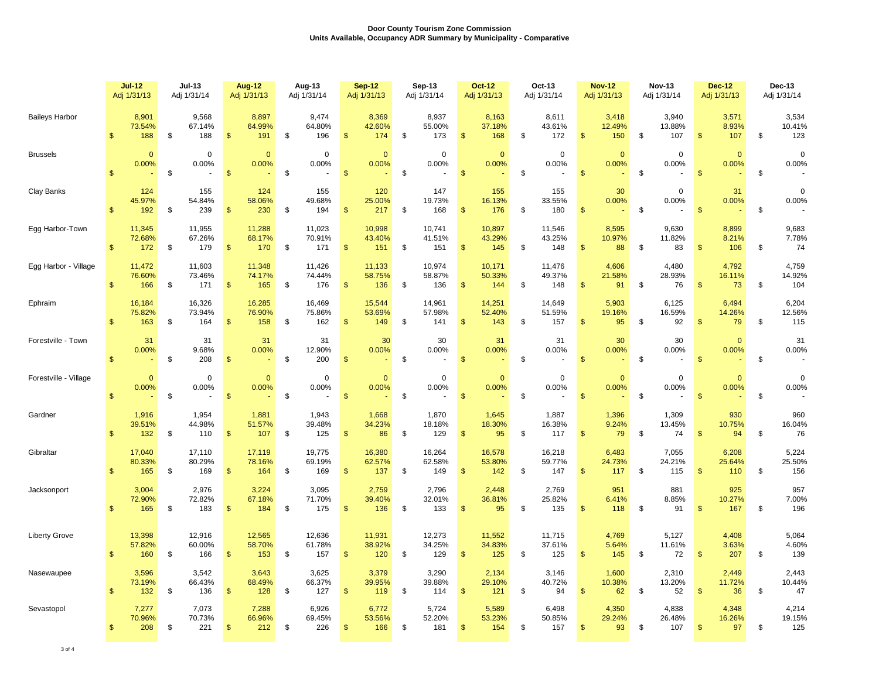**Door County Tourism Zone Commission**
**Units Available, Occupancy ADR Summary by Municipality - Comparative**

| | | Jul-12 Adj 1/31/13 | Jul-13 Adj 1/31/14 | Aug-12 Adj 1/31/13 | Aug-13 Adj 1/31/14 | Sep-12 Adj 1/31/13 | Sep-13 Adj 1/31/14 | Oct-12 Adj 1/31/13 | Oct-13 Adj 1/31/14 | Nov-12 Adj 1/31/13 | Nov-13 Adj 1/31/14 | Dec-12 Adj 1/31/13 | Dec-13 Adj 1/31/14 |
|---|---|---|---|---|---|---|---|---|---|---|---|---|---|
| Baileys Harbor | Units | 8,901 | 9,568 | 8,897 | 9,474 | 8,369 | 8,937 | 8,163 | 8,611 | 3,418 | 3,940 | 3,571 | 3,534 |
| | Occupancy | 73.54% | 67.14% | 64.99% | 64.80% | 42.60% | 55.00% | 37.18% | 43.61% | 12.49% | 13.88% | 8.93% | 10.41% |
| | ADR | $ 188 | $ 188 | $ 191 | $ 196 | $ 174 | $ 173 | $ 168 | $ 172 | $ 150 | $ 107 | $ 107 | $ 123 |
| Brussels | Units | 0 | 0 | 0 | 0 | 0 | 0 | 0 | 0 | 0 | 0 | 0 | 0 |
| | Occupancy | 0.00% | 0.00% | 0.00% | 0.00% | 0.00% | 0.00% | 0.00% | 0.00% | 0.00% | 0.00% | 0.00% | 0.00% |
| | ADR | $ - | $ - | $ - | $ - | $ - | $ - | $ - | $ - | $ - | $ - | $ - | $ - |
| Clay Banks | Units | 124 | 155 | 124 | 155 | 120 | 147 | 155 | 155 | 30 | 0 | 31 | 0 |
| | Occupancy | 45.97% | 54.84% | 58.06% | 49.68% | 25.00% | 19.73% | 16.13% | 33.55% | 0.00% | 0.00% | 0.00% | 0.00% |
| | ADR | $ 192 | $ 239 | $ 230 | $ 194 | $ 217 | $ 168 | $ 176 | $ 180 | $ - | $ - | $ - | $ - |
| Egg Harbor-Town | Units | 11,345 | 11,955 | 11,288 | 11,023 | 10,998 | 10,741 | 10,897 | 11,546 | 8,595 | 9,630 | 8,899 | 9,683 |
| | Occupancy | 72.68% | 67.26% | 68.17% | 70.91% | 43.40% | 41.51% | 43.29% | 43.25% | 10.97% | 11.82% | 8.21% | 7.78% |
| | ADR | $ 172 | $ 179 | $ 170 | $ 171 | $ 151 | $ 151 | $ 145 | $ 148 | $ 88 | $ 83 | $ 106 | $ 74 |
| Egg Harbor - Village | Units | 11,472 | 11,603 | 11,348 | 11,426 | 11,133 | 10,974 | 10,171 | 11,476 | 4,606 | 4,480 | 4,792 | 4,759 |
| | Occupancy | 76.60% | 73.46% | 74.17% | 74.44% | 58.75% | 58.87% | 50.33% | 49.37% | 21.58% | 28.93% | 16.11% | 14.92% |
| | ADR | $ 166 | $ 171 | $ 165 | $ 176 | $ 136 | $ 136 | $ 144 | $ 148 | $ 91 | $ 76 | $ 73 | $ 104 |
| Ephraim | Units | 16,184 | 16,326 | 16,285 | 16,469 | 15,544 | 14,961 | 14,251 | 14,649 | 5,903 | 6,125 | 6,494 | 6,204 |
| | Occupancy | 75.82% | 73.94% | 76.90% | 75.86% | 53.69% | 57.98% | 52.40% | 51.59% | 19.16% | 16.59% | 14.26% | 12.56% |
| | ADR | $ 163 | $ 164 | $ 158 | $ 162 | $ 149 | $ 141 | $ 143 | $ 157 | $ 95 | $ 92 | $ 79 | $ 115 |
| Forestville - Town | Units | 31 | 31 | 31 | 31 | 30 | 30 | 31 | 31 | 30 | 30 | 0 | 31 |
| | Occupancy | 0.00% | 9.68% | 0.00% | 12.90% | 0.00% | 0.00% | 0.00% | 0.00% | 0.00% | 0.00% | 0.00% | 0.00% |
| | ADR | $ - | $ 208 | $ - | $ 200 | $ - | $ - | $ - | $ - | $ - | $ - | $ - | $ - |
| Forestville - Village | Units | 0 | 0 | 0 | 0 | 0 | 0 | 0 | 0 | 0 | 0 | 0 | 0 |
| | Occupancy | 0.00% | 0.00% | 0.00% | 0.00% | 0.00% | 0.00% | 0.00% | 0.00% | 0.00% | 0.00% | 0.00% | 0.00% |
| | ADR | $ - | $ - | $ - | $ - | $ - | $ - | $ - | $ - | $ - | $ - | $ - | $ - |
| Gardner | Units | 1,916 | 1,954 | 1,881 | 1,943 | 1,668 | 1,870 | 1,645 | 1,887 | 1,396 | 1,309 | 930 | 960 |
| | Occupancy | 39.51% | 44.98% | 51.57% | 39.48% | 34.23% | 18.18% | 18.30% | 16.38% | 9.24% | 13.45% | 10.75% | 16.04% |
| | ADR | $ 132 | $ 110 | $ 107 | $ 125 | $ 86 | $ 129 | $ 95 | $ 117 | $ 79 | $ 74 | $ 94 | $ 76 |
| Gibraltar | Units | 17,040 | 17,110 | 17,119 | 19,775 | 16,380 | 16,264 | 16,578 | 16,218 | 6,483 | 7,055 | 6,208 | 5,224 |
| | Occupancy | 80.33% | 80.29% | 78.16% | 69.19% | 62.57% | 62.58% | 53.80% | 59.77% | 24.73% | 24.21% | 25.64% | 25.50% |
| | ADR | $ 165 | $ 169 | $ 164 | $ 169 | $ 137 | $ 149 | $ 142 | $ 147 | $ 117 | $ 115 | $ 110 | $ 156 |
| Jacksonport | Units | 3,004 | 2,976 | 3,224 | 3,095 | 2,759 | 2,796 | 2,448 | 2,769 | 951 | 881 | 925 | 957 |
| | Occupancy | 72.90% | 72.82% | 67.18% | 71.70% | 39.40% | 32.01% | 36.81% | 25.82% | 6.41% | 8.85% | 10.27% | 7.00% |
| | ADR | $ 165 | $ 183 | $ 184 | $ 175 | $ 136 | $ 133 | $ 95 | $ 135 | $ 118 | $ 91 | $ 167 | $ 196 |
| Liberty Grove | Units | 13,398 | 12,916 | 12,565 | 12,636 | 11,931 | 12,273 | 11,552 | 11,715 | 4,769 | 5,127 | 4,408 | 5,064 |
| | Occupancy | 57.82% | 60.00% | 58.70% | 61.78% | 38.92% | 34.25% | 34.83% | 37.61% | 5.64% | 11.61% | 3.63% | 4.60% |
| | ADR | $ 160 | $ 166 | $ 153 | $ 157 | $ 120 | $ 129 | $ 125 | $ 125 | $ 145 | $ 72 | $ 207 | $ 139 |
| Nasewaupee | Units | 3,596 | 3,542 | 3,643 | 3,625 | 3,379 | 3,290 | 2,134 | 3,146 | 1,600 | 2,310 | 2,449 | 2,443 |
| | Occupancy | 73.19% | 66.43% | 68.49% | 66.37% | 39.95% | 39.88% | 29.10% | 40.72% | 10.38% | 13.20% | 11.72% | 10.44% |
| | ADR | $ 132 | $ 136 | $ 128 | $ 127 | $ 119 | $ 114 | $ 121 | $ 94 | $ 62 | $ 52 | $ 36 | $ 47 |
| Sevastopol | Units | 7,277 | 7,073 | 7,288 | 6,926 | 6,772 | 5,724 | 5,589 | 6,498 | 4,350 | 4,838 | 4,348 | 4,214 |
| | Occupancy | 70.96% | 70.73% | 66.96% | 69.45% | 53.56% | 52.20% | 53.23% | 50.85% | 29.24% | 26.48% | 16.26% | 19.15% |
| | ADR | $ 208 | $ 221 | $ 212 | $ 226 | $ 166 | $ 181 | $ 154 | $ 157 | $ 93 | $ 107 | $ 97 | $ 125 |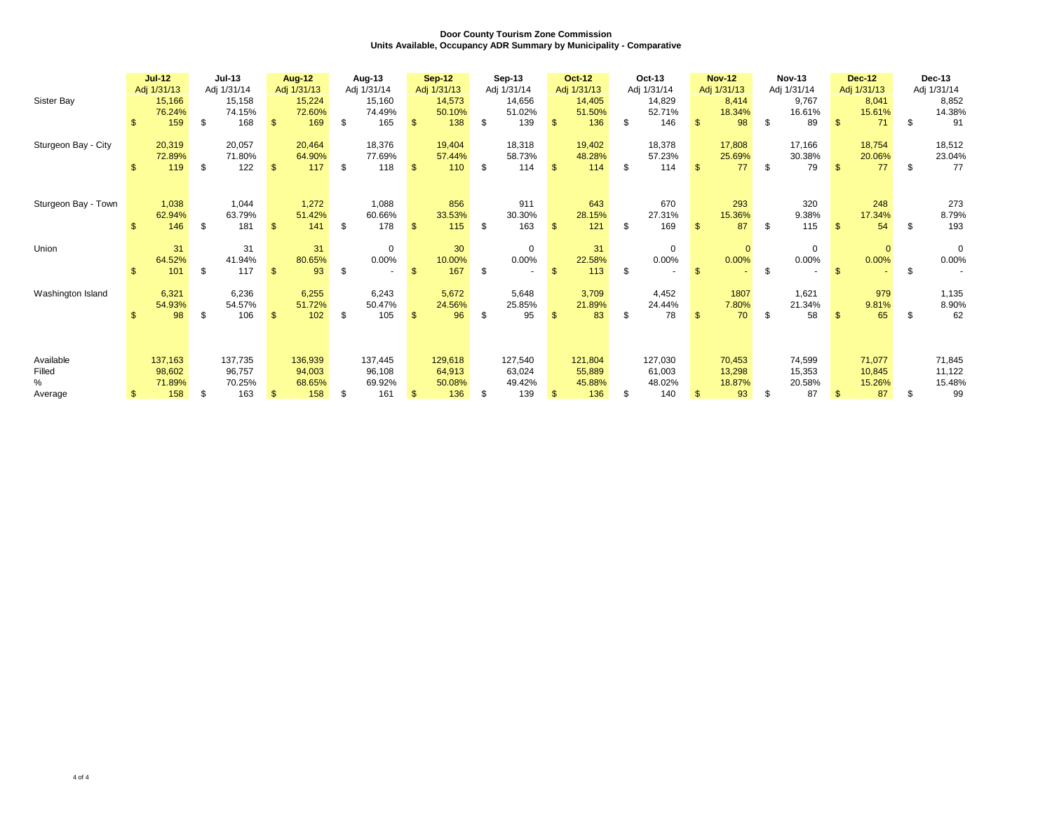**Door County Tourism Zone Commission**
**Units Available, Occupancy ADR Summary by Municipality - Comparative**

| | Jul-12 Adj 1/31/13 | Jul-13 Adj 1/31/14 | Aug-12 Adj 1/31/13 | Aug-13 Adj 1/31/14 | Sep-12 Adj 1/31/13 | Sep-13 Adj 1/31/14 | Oct-12 Adj 1/31/13 | Oct-13 Adj 1/31/14 | Nov-12 Adj 1/31/13 | Nov-13 Adj 1/31/14 | Dec-12 Adj 1/31/13 | Dec-13 Adj 1/31/14 |
|---|---|---|---|---|---|---|---|---|---|---|---|---|
| Sister Bay | 15,166 | 15,158 | 15,224 | 15,160 | 14,573 | 14,656 | 14,405 | 14,829 | 8,414 | 9,767 | 8,041 | 8,852 |
| | 76.24% | 74.15% | 72.60% | 74.49% | 50.10% | 51.02% | 51.50% | 52.71% | 18.34% | 16.61% | 15.61% | 14.38% |
| | $ 159 | $ 168 | $ 169 | $ 165 | $ 138 | $ 139 | $ 136 | $ 146 | $ 98 | $ 89 | $ 71 | $ 91 |
| Sturgeon Bay - City | 20,319 | 20,057 | 20,464 | 18,376 | 19,404 | 18,318 | 19,402 | 18,378 | 17,808 | 17,166 | 18,754 | 18,512 |
| | 72.89% | 71.80% | 64.90% | 77.69% | 57.44% | 58.73% | 48.28% | 57.23% | 25.69% | 30.38% | 20.06% | 23.04% |
| | $ 119 | $ 122 | $ 117 | $ 118 | $ 110 | $ 114 | $ 114 | $ 114 | $ 77 | $ 79 | $ 77 | $ 77 |
| Sturgeon Bay - Town | 1,038 | 1,044 | 1,272 | 1,088 | 856 | 911 | 643 | 670 | 293 | 320 | 248 | 273 |
| | 62.94% | 63.79% | 51.42% | 60.66% | 33.53% | 30.30% | 28.15% | 27.31% | 15.36% | 9.38% | 17.34% | 8.79% |
| | $ 146 | $ 181 | $ 141 | $ 178 | $ 115 | $ 163 | $ 121 | $ 169 | $ 87 | $ 115 | $ 54 | $ 193 |
| Union | 31 | 31 | 31 | 0 | 30 | 0 | 31 | 0 | 0 | 0 | 0 | 0 |
| | 64.52% | 41.94% | 80.65% | 0.00% | 10.00% | 0.00% | 22.58% | 0.00% | 0.00% | 0.00% | 0.00% | 0.00% |
| | $ 101 | $ 117 | $ 93 | $ - | $ 167 | $ - | $ 113 | $ - | $ - | $ - | $ - | $ - |
| Washington Island | 6,321 | 6,236 | 6,255 | 6,243 | 5,672 | 5,648 | 3,709 | 4,452 | 1807 | 1,621 | 979 | 1,135 |
| | 54.93% | 54.57% | 51.72% | 50.47% | 24.56% | 25.85% | 21.89% | 24.44% | 7.80% | 21.34% | 9.81% | 8.90% |
| | $ 98 | $ 106 | $ 102 | $ 105 | $ 96 | $ 95 | $ 83 | $ 78 | $ 70 | $ 58 | $ 65 | $ 62 |
| Available | 137,163 | 137,735 | 136,939 | 137,445 | 129,618 | 127,540 | 121,804 | 127,030 | 70,453 | 74,599 | 71,077 | 71,845 |
| Filled | 98,602 | 96,757 | 94,003 | 96,108 | 64,913 | 63,024 | 55,889 | 61,003 | 13,298 | 15,353 | 10,845 | 11,122 |
| % | 71.89% | 70.25% | 68.65% | 69.92% | 50.08% | 49.42% | 45.88% | 48.02% | 18.87% | 20.58% | 15.26% | 15.48% |
| Average | $ 158 | $ 163 | $ 158 | $ 161 | $ 136 | $ 139 | $ 136 | $ 140 | $ 93 | $ 87 | $ 87 | $ 99 |